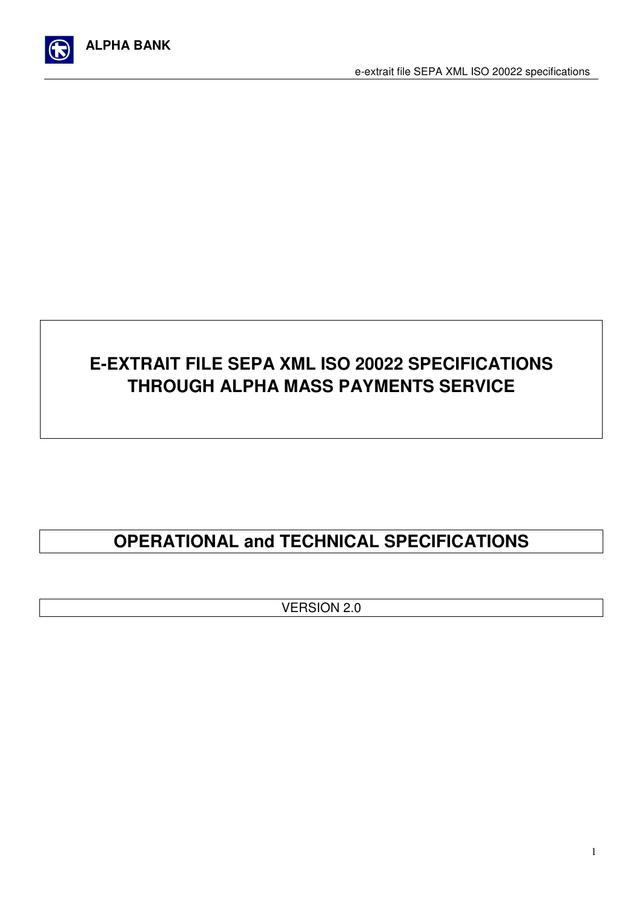# E-EXTRAIT FILE SEPA XML ISO 20022 SPECIFICATIONS THROUGH ALPHA MASS PAYMENTS SERVICE

## OPERATIONAL and TECHNICAL SPECIFICATIONS

VERSION 2.0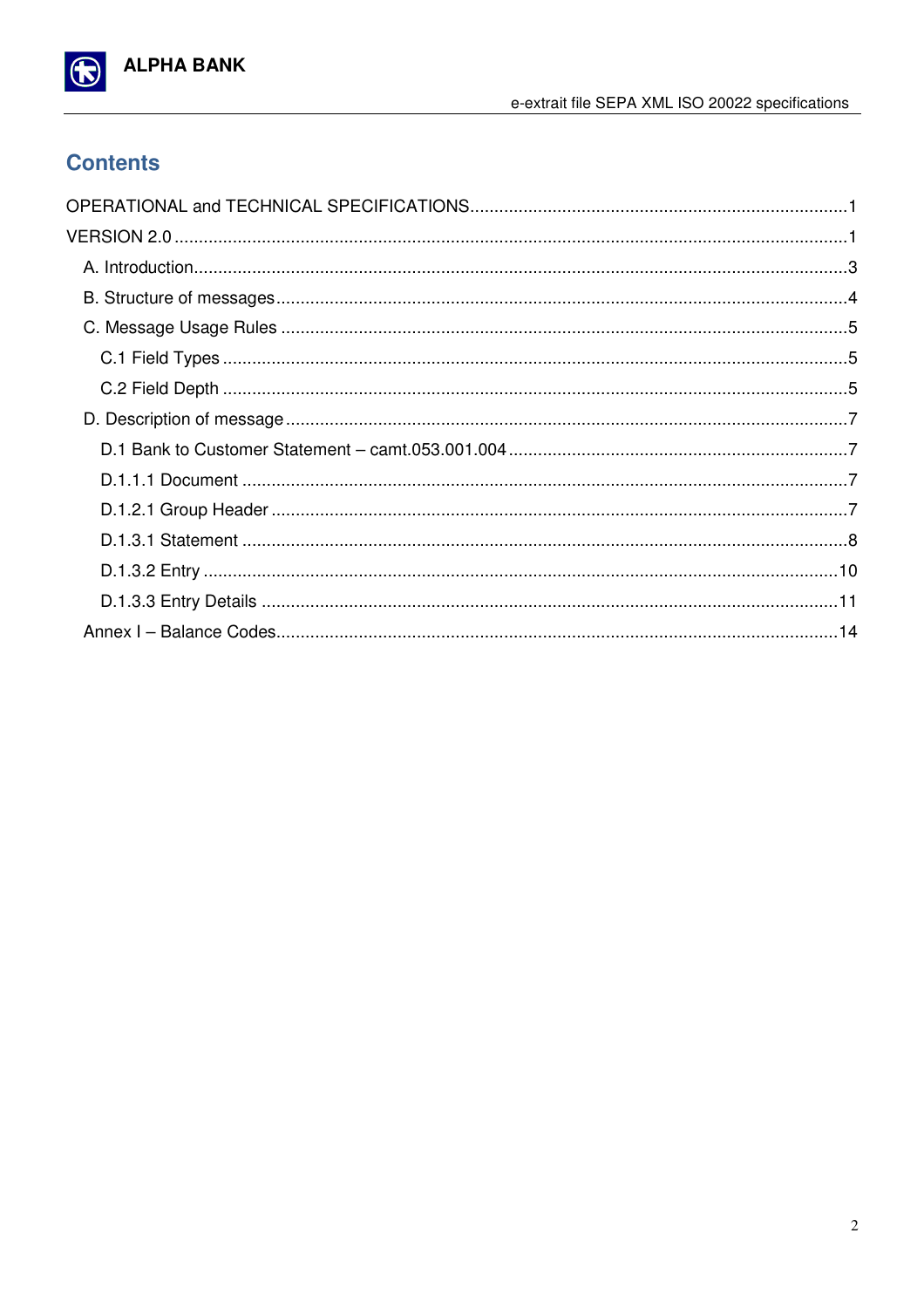## Contents

OPERATIONAL and TECHNICAL SPECIFICATIONS .......... 1

VERSION 2.0 .......... 1

- A. Introduction .......... 3
- B. Structure of messages .......... 4
- C. Message Usage Rules .......... 5
  - C.1 Field Types .......... 5
  - C.2 Field Depth .......... 5
- D. Description of message .......... 7
  - D.1 Bank to Customer Statement – camt.053.001.004 .......... 7
  - D.1.1.1 Document .......... 7
  - D.1.2.1 Group Header .......... 7
  - D.1.3.1 Statement .......... 8
  - D.1.3.2 Entry .......... 10
  - D.1.3.3 Entry Details .......... 11
- Annex I – Balance Codes .......... 14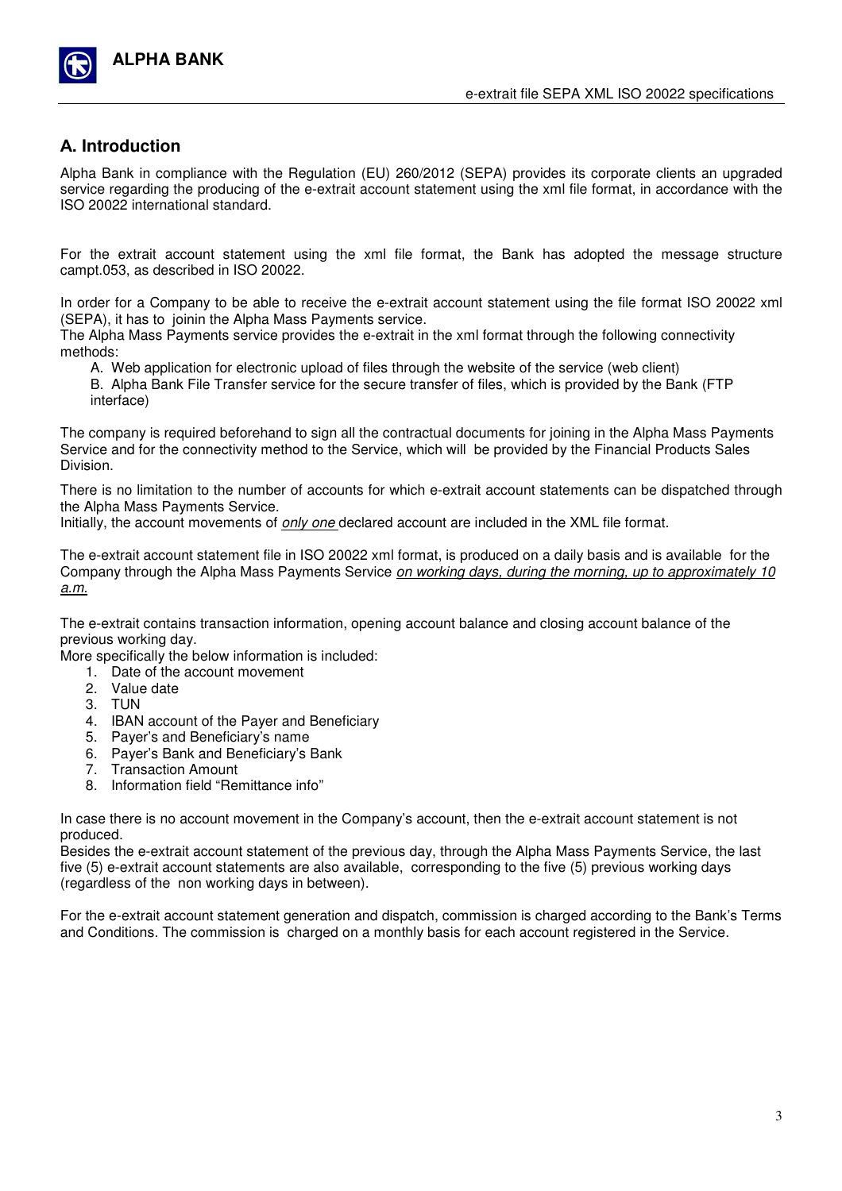## A. Introduction

Alpha Bank in compliance with the Regulation (EU) 260/2012 (SEPA) provides its corporate clients an upgraded service regarding the producing of the e-extrait account statement using the xml file format, in accordance with the ISO 20022 international standard.

For the extrait account statement using the xml file format, the Bank has adopted the message structure campt.053, as described in ISO 20022.

In order for a Company to be able to receive the e-extrait account statement using the file format ISO 20022 xml (SEPA), it has to joinin the Alpha Mass Payments service.
The Alpha Mass Payments service provides the e-extrait in the xml format through the following connectivity methods:

A. Web application for electronic upload of files through the website of the service (web client)
B. Alpha Bank File Transfer service for the secure transfer of files, which is provided by the Bank (FTP interface)

The company is required beforehand to sign all the contractual documents for joining in the Alpha Mass Payments Service and for the connectivity method to the Service, which will be provided by the Financial Products Sales Division.

There is no limitation to the number of accounts for which e-extrait account statements can be dispatched through the Alpha Mass Payments Service.
Initially, the account movements of *only one* declared account are included in the XML file format.

The e-extrait account statement file in ISO 20022 xml format, is produced on a daily basis and is available for the Company through the Alpha Mass Payments Service *on working days, during the morning, up to approximately 10 a.m.*

The e-extrait contains transaction information, opening account balance and closing account balance of the previous working day.
More specifically the below information is included:

1. Date of the account movement
2. Value date
3. TUN
4. IBAN account of the Payer and Beneficiary
5. Payer's and Beneficiary's name
6. Payer's Bank and Beneficiary's Bank
7. Transaction Amount
8. Information field "Remittance info"

In case there is no account movement in the Company's account, then the e-extrait account statement is not produced.
Besides the e-extrait account statement of the previous day, through the Alpha Mass Payments Service, the last five (5) e-extrait account statements are also available, corresponding to the five (5) previous working days (regardless of the non working days in between).

For the e-extrait account statement generation and dispatch, commission is charged according to the Bank's Terms and Conditions. The commission is charged on a monthly basis for each account registered in the Service.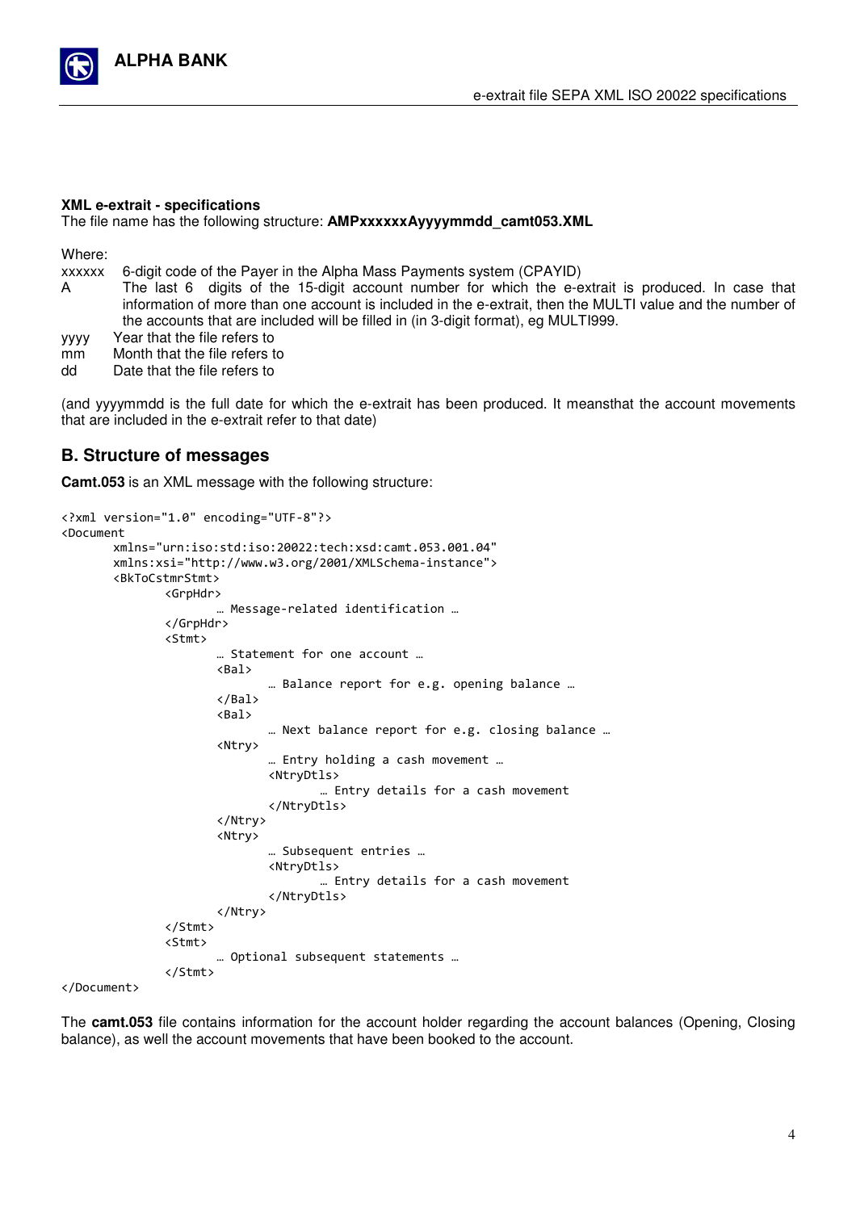**XML e-extrait - specifications**
The file name has the following structure: **AMPxxxxxxAyyyymmdd_camt053.XML**

Where:

- xxxxxx 6-digit code of the Payer in the Alpha Mass Payments system (CPAYID)
- A The last 6 digits of the 15-digit account number for which the e-extrait is produced. In case that information of more than one account is included in the e-extrait, then the MULTI value and the number of the accounts that are included will be filled in (in 3-digit format), eg MULTI999.
- yyyy Year that the file refers to
- mm Month that the file refers to
- dd Date that the file refers to

(and yyyymmdd is the full date for which the e-extrait has been produced. It meansthat the account movements that are included in the e-extrait refer to that date)

## B. Structure of messages

**Camt.053** is an XML message with the following structure:

```
<?xml version="1.0" encoding="UTF-8"?>
<Document
        xmlns="urn:iso:std:iso:20022:tech:xsd:camt.053.001.04"
        xmlns:xsi="http://www.w3.org/2001/XMLSchema-instance">
        <BkToCstmrStmt>
                <GrpHdr>
                        … Message-related identification …
                </GrpHdr>
                <Stmt>
                        … Statement for one account …
                        <Bal>
                                … Balance report for e.g. opening balance …
                        </Bal>
                        <Bal>
                                … Next balance report for e.g. closing balance …
                        <Ntry>
                                … Entry holding a cash movement …
                                <NtryDtls>
                                        … Entry details for a cash movement
                                </NtryDtls>
                        </Ntry>
                        <Ntry>
                                … Subsequent entries …
                                <NtryDtls>
                                        … Entry details for a cash movement
                                </NtryDtls>
                        </Ntry>
                </Stmt>
                <Stmt>
                        … Optional subsequent statements …
                </Stmt>
</Document>
```

The **camt.053** file contains information for the account holder regarding the account balances (Opening, Closing balance), as well the account movements that have been booked to the account.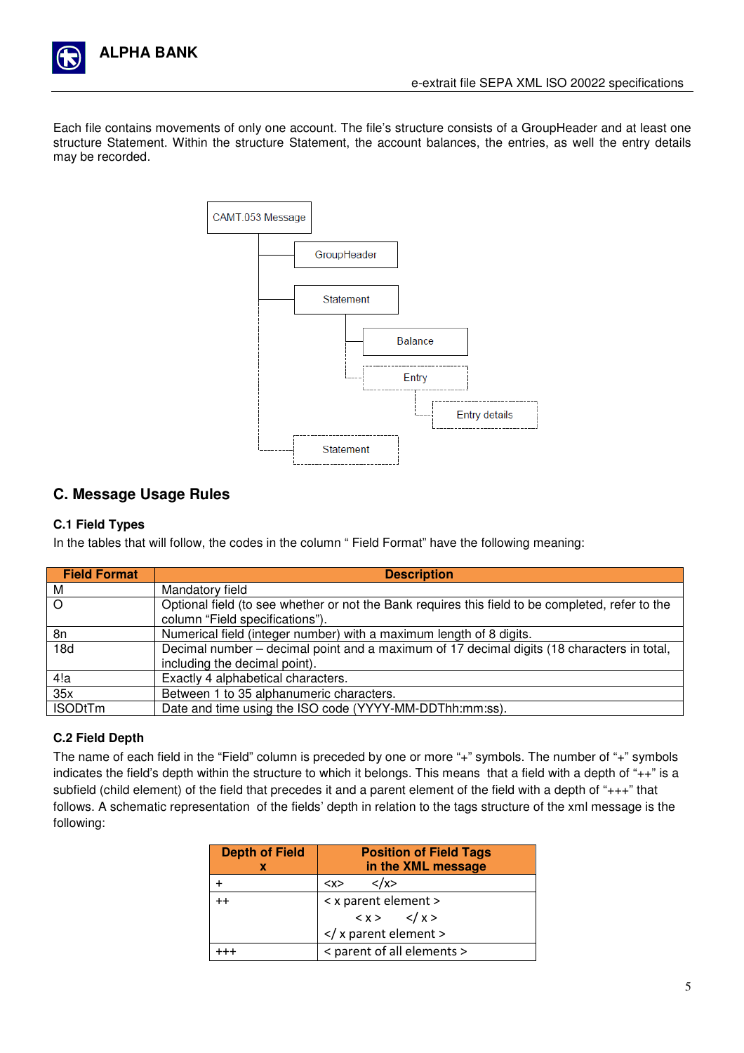Each file contains movements of only one account. The file's structure consists of a GroupHeader and at least one structure Statement. Within the structure Statement, the account balances, the entries, as well the entry details may be recorded.

CAMT.053 Message
- GroupHeader
- Statement
  - Balance
  - Entry
    - Entry details
- Statement

## C. Message Usage Rules

### C.1 Field Types

In the tables that will follow, the codes in the column " Field Format" have the following meaning:

| Field Format | Description |
|---|---|
| M | Mandatory field |
| O | Optional field (to see whether or not the Bank requires this field to be completed, refer to the column "Field specifications"). |
| 8n | Numerical field (integer number) with a maximum length of 8 digits. |
| 18d | Decimal number – decimal point and a maximum of 17 decimal digits (18 characters in total, including the decimal point). |
| 4!a | Exactly 4 alphabetical characters. |
| 35x | Between 1 to 35 alphanumeric characters. |
| ISODtTm | Date and time using the ISO code (YYYY-MM-DDThh:mm:ss). |

### C.2 Field Depth

The name of each field in the "Field" column is preceded by one or more "+" symbols. The number of "+" symbols indicates the field's depth within the structure to which it belongs. This means that a field with a depth of "++" is a subfield (child element) of the field that precedes it and a parent element of the field with a depth of "+++" that follows. A schematic representation of the fields' depth in relation to the tags structure of the xml message is the following:

| Depth of Field x | Position of Field Tags in the XML message |
|---|---|
| + | <x> </x> |
| ++ | < x parent element > <br> < x > </ x > <br> </ x parent element > |
| +++ | < parent of all elements > |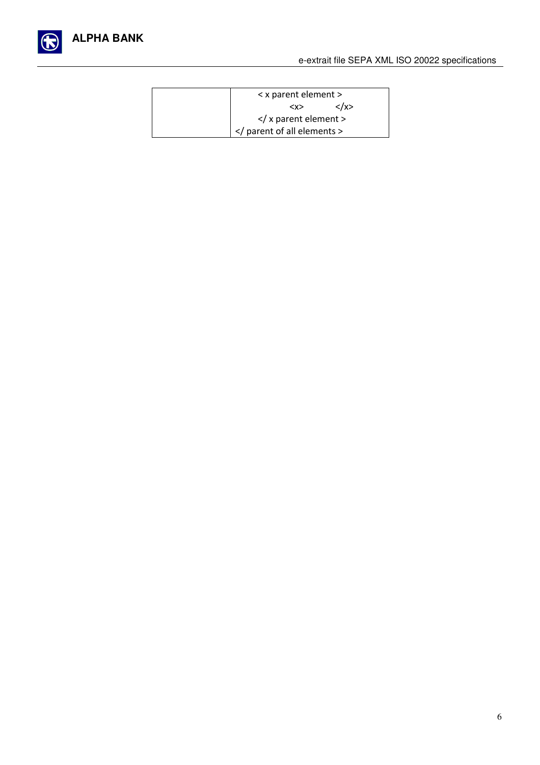| | < x parent element ><br>&lt;x&gt; &lt;/x&gt;<br>&lt;/ x parent element &gt;<br>&lt;/ parent of all elements &gt; |
|---|---|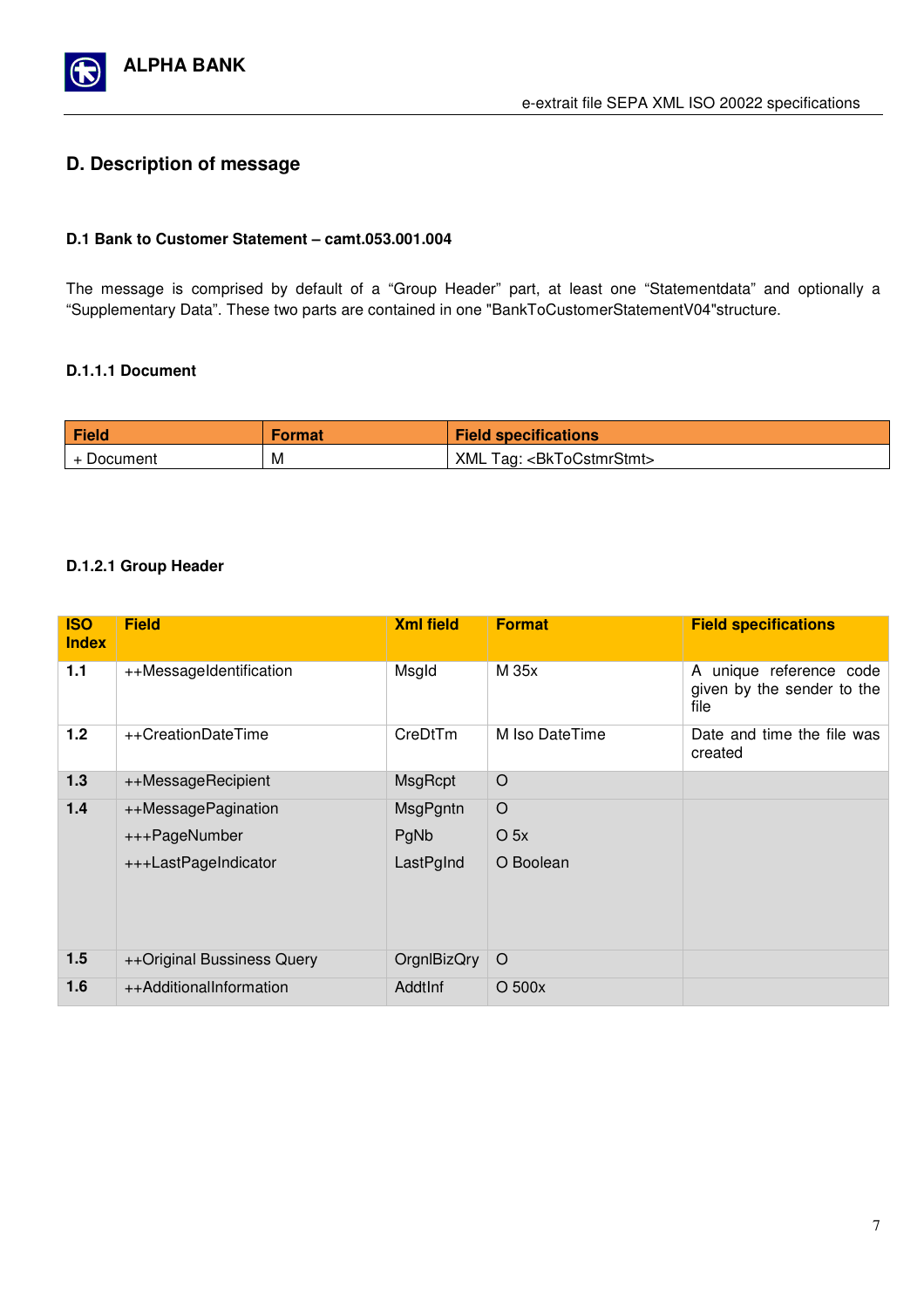## D. Description of message

### D.1 Bank to Customer Statement – camt.053.001.004

The message is comprised by default of a “Group Header” part, at least one “Statementdata” and optionally a “Supplementary Data”. These two parts are contained in one "BankToCustomerStatementV04"structure.

#### D.1.1.1 Document

| Field | Format | Field specifications |
|---|---|---|
| + Document | M | XML Tag: <BkToCstmrStmt> |

#### D.1.2.1 Group Header

| ISO Index | Field | Xml field | Format | Field specifications |
|---|---|---|---|---|
| 1.1 | ++MessageIdentification | MsgId | M 35x | A unique reference code given by the sender to the file |
| 1.2 | ++CreationDateTime | CreDtTm | M Iso DateTime | Date and time the file was created |
| 1.3 | ++MessageRecipient | MsgRcpt | O | |
| 1.4 | ++MessagePagination<br>+++PageNumber<br>+++LastPageIndicator | MsgPgntn<br>PgNb<br>LastPgInd | O<br>O 5x<br>O Boolean | |
| 1.5 | ++Original Bussiness Query | OrgnlBizQry | O | |
| 1.6 | ++AdditionalInformation | AddtInf | O 500x | |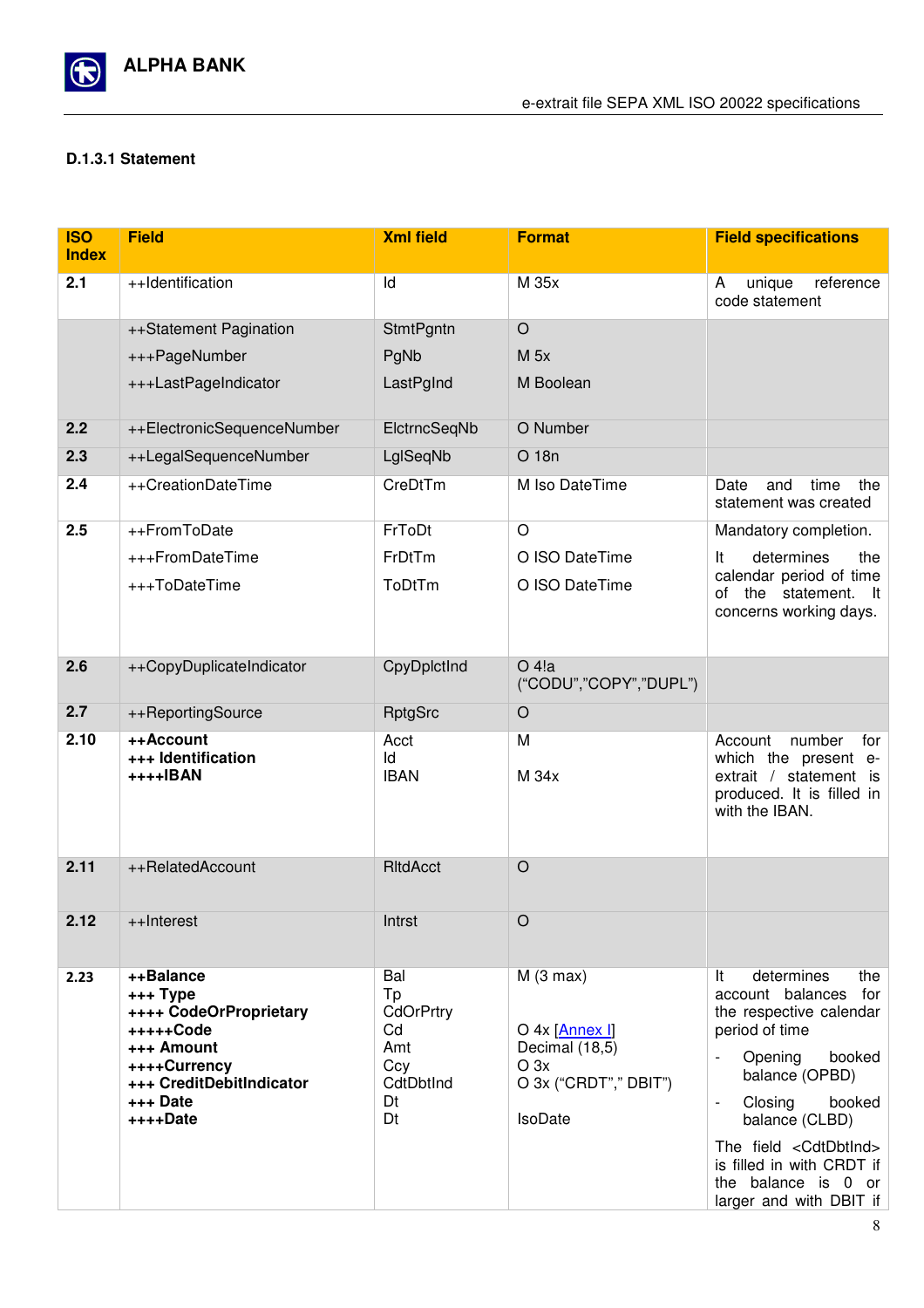#### D.1.3.1 Statement

| ISO Index | Field | Xml field | Format | Field specifications |
|---|---|---|---|---|
| 2.1 | ++Identification | Id | M 35x | A unique reference code statement |
| | ++Statement Pagination<br>+++PageNumber<br>+++LastPageIndicator | StmtPgntn<br>PgNb<br>LastPgInd | O<br>M 5x<br>M Boolean | |
| 2.2 | ++ElectronicSequenceNumber | ElctrncSeqNb | O Number | |
| 2.3 | ++LegalSequenceNumber | LglSeqNb | O 18n | |
| 2.4 | ++CreationDateTime | CreDtTm | M Iso DateTime | Date and time the statement was created |
| 2.5 | ++FromToDate<br>+++FromDateTime<br>+++ToDateTime | FrToDt<br>FrDtTm<br>ToDtTm | O<br>O ISO DateTime<br>O ISO DateTime | Mandatory completion.<br>It determines the calendar period of time of the statement. It concerns working days. |
| 2.6 | ++CopyDuplicateIndicator | CpyDplctInd | O 4!a ("CODU","COPY","DUPL") | |
| 2.7 | ++ReportingSource | RptgSrc | O | |
| 2.10 | **++Account**<br>**+++ Identification**<br>**++++IBAN** | Acct<br>Id<br>IBAN | M<br><br>M 34x | Account number for which the present e-extrait / statement is produced. It is filled in with the IBAN. |
| 2.11 | ++RelatedAccount | RltdAcct | O | |
| 2.12 | ++Interest | Intrst | O | |
| 2.23 | **++Balance**<br>**+++ Type**<br>**++++ CodeOrProprietary**<br>**+++++Code**<br>**+++ Amount**<br>**++++Currency**<br>**+++ CreditDebitIndicator**<br>**+++ Date**<br>**++++Date** | Bal<br>Tp<br>CdOrPrtry<br>Cd<br>Amt<br>Ccy<br>CdtDbtInd<br>Dt<br>Dt | M (3 max)<br><br><br>O 4x [Annex I]<br>Decimal (18,5)<br>O 3x<br>O 3x ("CRDT"," DBIT")<br><br>IsoDate | It determines the account balances for the respective calendar period of time<br>- Opening booked balance (OPBD)<br>- Closing booked balance (CLBD)<br>The field <CdtDbtInd> is filled in with CRDT if the balance is 0 or larger and with DBIT if |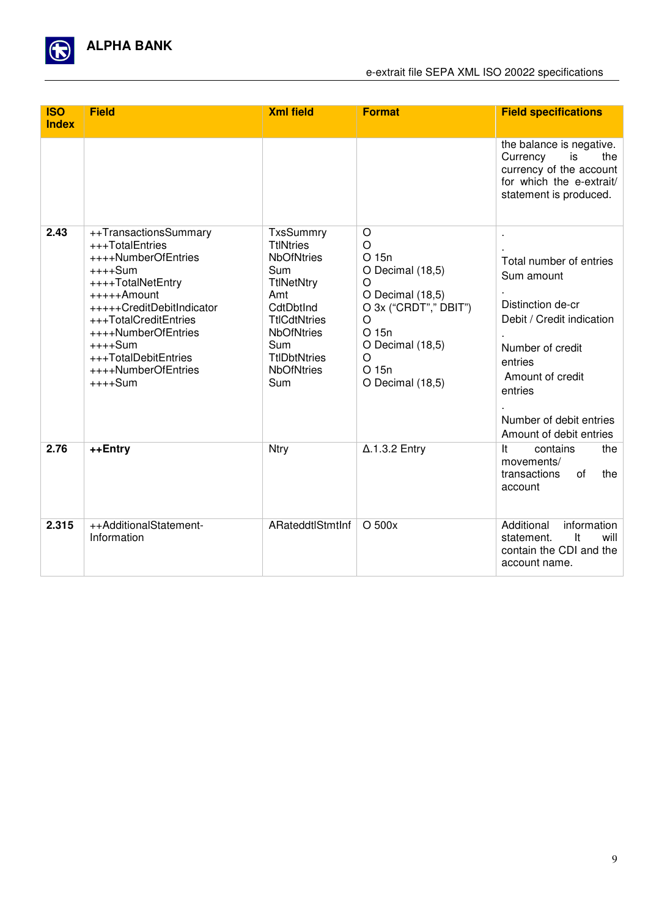| ISO Index | Field | Xml field | Format | Field specifications |
|---|---|---|---|---|
| | | | | the balance is negative. Currency is the currency of the account for which the e-extrait/ statement is produced. |
| 2.43 | ++TransactionsSummary<br>+++TotalEntries<br>++++NumberOfEntries<br>++++Sum<br>++++TotalNetEntry<br>+++++Amount<br>+++++CreditDebitIndicator<br>+++TotalCreditEntries<br>++++NumberOfEntries<br>++++Sum<br>+++TotalDebitEntries<br>++++NumberOfEntries<br>++++Sum | TxsSummry<br>TtlNtries<br>NbOfNtries<br>Sum<br>TtlNetNtry<br>Amt<br>CdtDbtInd<br>TtlCdtNtries<br>NbOfNtries<br>Sum<br>TtlDbtNtries<br>NbOfNtries<br>Sum | O<br>O<br>O 15n<br>O Decimal (18,5)<br>O<br>O Decimal (18,5)<br>O 3x ("CRDT"," DBIT")<br>O<br>O 15n<br>O Decimal (18,5)<br>O<br>O 15n<br>O Decimal (18,5) | .<br>.<br>Total number of entries<br>Sum amount<br>.<br>Distinction de-cr<br>Debit / Credit indication<br>.<br>Number of credit entries<br>Amount of credit entries<br>.<br>Number of debit entries<br>Amount of debit entries |
| 2.76 | **++Entry** | Ntry | Δ.1.3.2 Entry | It contains the movements/ transactions of the account |
| 2.315 | ++AdditionalStatement-Information | ARateddtlStmtInf | O 500x | Additional information statement. It will contain the CDI and the account name. |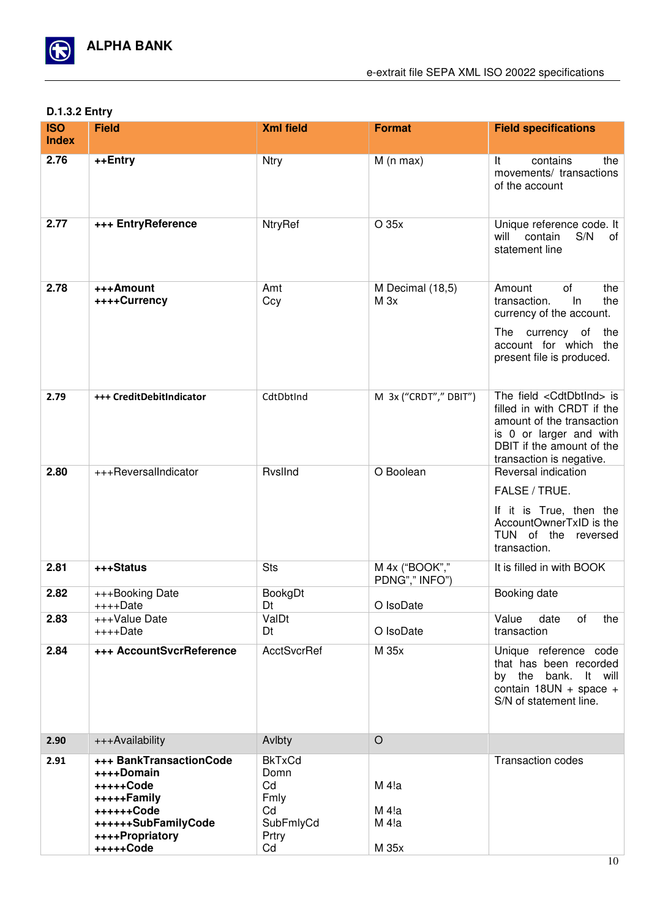### D.1.3.2 Entry

| ISO Index | Field | Xml field | Format | Field specifications |
|---|---|---|---|---|
| **2.76** | **++Entry** | Ntry | M (n max) | It contains the movements/ transactions of the account |
| **2.77** | **+++ EntryReference** | NtryRef | O 35x | Unique reference code. It will contain S/N of statement line |
| **2.78** | **+++Amount**<br>**++++Currency** | Amt<br>Ccy | M Decimal (18,5)<br>M 3x | Amount of the transaction. In the currency of the account.<br>The currency of the account for which the present file is produced. |
| **2.79** | **+++ CreditDebitIndicator** | CdtDbtInd | M 3x ("CRDT"," DBIT") | The field <CdtDbtInd> is filled in with CRDT if the amount of the transaction is 0 or larger and with DBIT if the amount of the transaction is negative. |
| **2.80** | +++ReversalIndicator | RvslInd | O Boolean | Reversal indication<br>FALSE / TRUE.<br>If it is True, then the AccountOwnerTxID is the TUN of the reversed transaction. |
| **2.81** | **+++Status** | Sts | M 4x ("BOOK"," PDNG"," INFO") | It is filled in with BOOK |
| **2.82** | +++Booking Date<br>++++Date | BookgDt<br>Dt | O IsoDate | Booking date |
| **2.83** | +++Value Date<br>++++Date | ValDt<br>Dt | O IsoDate | Value date of the transaction |
| **2.84** | **+++ AccountSvcrReference** | AcctSvcrRef | M 35x | Unique reference code that has been recorded by the bank. It will contain 18UN + space + S/N of statement line. |
| **2.90** | +++Availability | Avlbty | O | |
| **2.91** | **+++ BankTransactionCode**<br>**++++Domain**<br>**+++++Code**<br>**+++++Family**<br>**++++++Code**<br>**++++++SubFamilyCode**<br>**++++Propriatory**<br>**+++++Code** | BkTxCd<br>Domn<br>Cd<br>Fmly<br>Cd<br>SubFmlyCd<br>Prtry<br>Cd | M 4!a<br>M 4!a<br>M 4!a<br>M 35x | Transaction codes |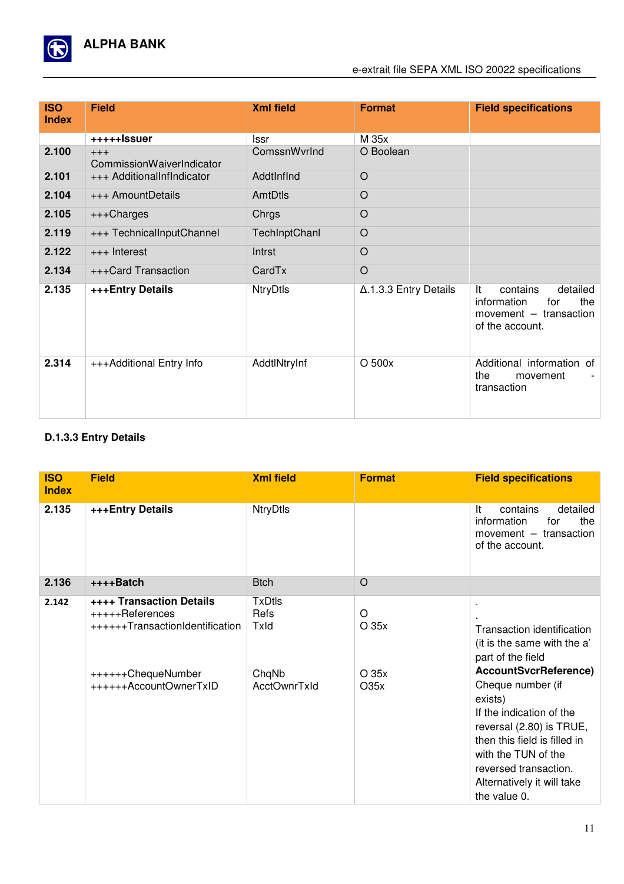| ISO Index | Field | Xml field | Format | Field specifications |
|---|---|---|---|---|
| | **+++++Issuer** | Issr | M 35x | |
| **2.100** | +++ CommissionWaiverIndicator | ComssnWvrInd | O Boolean | |
| **2.101** | +++ AdditionalInfIndicator | AddtInfInd | O | |
| **2.104** | +++ AmountDetails | AmtDtls | O | |
| **2.105** | +++Charges | Chrgs | O | |
| **2.119** | +++ TechnicalInputChannel | TechInptChanl | O | |
| **2.122** | +++ Interest | Intrst | O | |
| **2.134** | +++Card Transaction | CardTx | O | |
| **2.135** | **+++Entry Details** | NtryDtls | Δ.1.3.3 Entry Details | It contains detailed information for the movement – transaction of the account. |
| **2.314** | +++Additional Entry Info | AddtlNtryInf | O 500x | Additional information of the movement - transaction |

**D.1.3.3 Entry Details**

| ISO Index | Field | Xml field | Format | Field specifications |
|---|---|---|---|---|
| **2.135** | **+++Entry Details** | NtryDtls | | It contains detailed information for the movement – transaction of the account. |
| **2.136** | **++++Batch** | Btch | O | |
| **2.142** | **++++ Transaction Details**<br>+++++References<br>++++++TransactionIdentification<br><br>++++++ChequeNumber<br>++++++AccountOwnerTxID | TxDtls<br>Refs<br>TxId<br><br>ChqNb<br>AcctOwnrTxId | <br>O<br>O 35x<br><br>O 35x<br>O35x | .<br>.<br>Transaction identification (it is the same with the a' part of the field **AccountSvcrReference)**<br>Cheque number (if exists)<br>If the indication of the reversal (2.80) is TRUE, then this field is filled in with the TUN of the reversed transaction. Alternatively it will take the value 0. |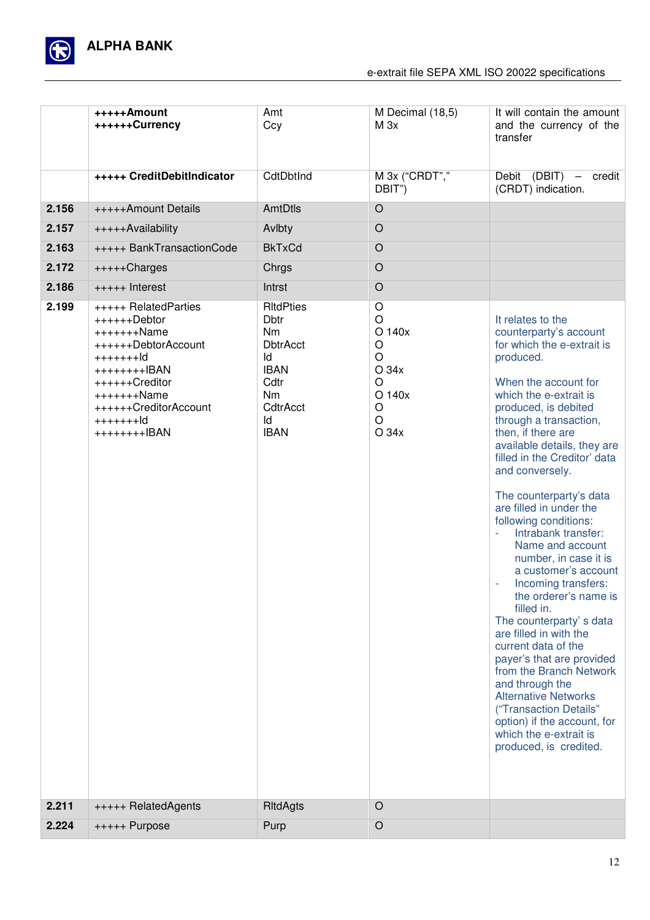|  |  |  |  |  |
|---|---|---|---|---|
|  | **+++++Amount**<br>**++++++Currency** | Amt<br>Ccy | M Decimal (18,5)<br>M 3x | It will contain the amount and the currency of the transfer |
|  | **+++++ CreditDebitIndicator** | CdtDbtInd | M 3x (“CRDT”,” DBIT”) | Debit (DBIT) – credit (CRDT) indication. |
| **2.156** | +++++Amount Details | AmtDtls | O |  |
| **2.157** | +++++Availability | Avlbty | O |  |
| **2.163** | +++++ BankTransactionCode | BkTxCd | O |  |
| **2.172** | +++++Charges | Chrgs | O |  |
| **2.186** | +++++ Interest | Intrst | O |  |
| **2.199** | +++++ RelatedParties<br>++++++Debtor<br>+++++++Name<br>++++++DebtorAccount<br>+++++++Id<br>++++++++IBAN<br>++++++Creditor<br>+++++++Name<br>++++++CreditorAccount<br>+++++++Id<br>++++++++IBAN | RltdPties<br>Dbtr<br>Nm<br>DbtrAcct<br>Id<br>IBAN<br>Cdtr<br>Nm<br>CdtrAcct<br>Id<br>IBAN | O<br>O<br>O 140x<br>O<br>O<br>O 34x<br>O<br>O 140x<br>O<br>O<br>O 34x | It relates to the counterparty’s account for which the e-extrait is produced.<br><br>When the account for which the e-extrait is produced, is debited through a transaction, then, if there are available details, they are filled in the Creditor’ data and conversely.<br><br>The counterparty’s data are filled in under the following conditions:<br>- Intrabank transfer: Name and account number, in case it is a customer’s account<br>- Incoming transfers: the orderer’s name is filled in.<br>The counterparty’ s data are filled in with the current data of the payer’s that are provided from the Branch Network and through the Alternative Networks (“Transaction Details” option) if the account, for which the e-extrait is produced, is credited. |
| **2.211** | +++++ RelatedAgents | RltdAgts | O |  |
| **2.224** | +++++ Purpose | Purp | O |  |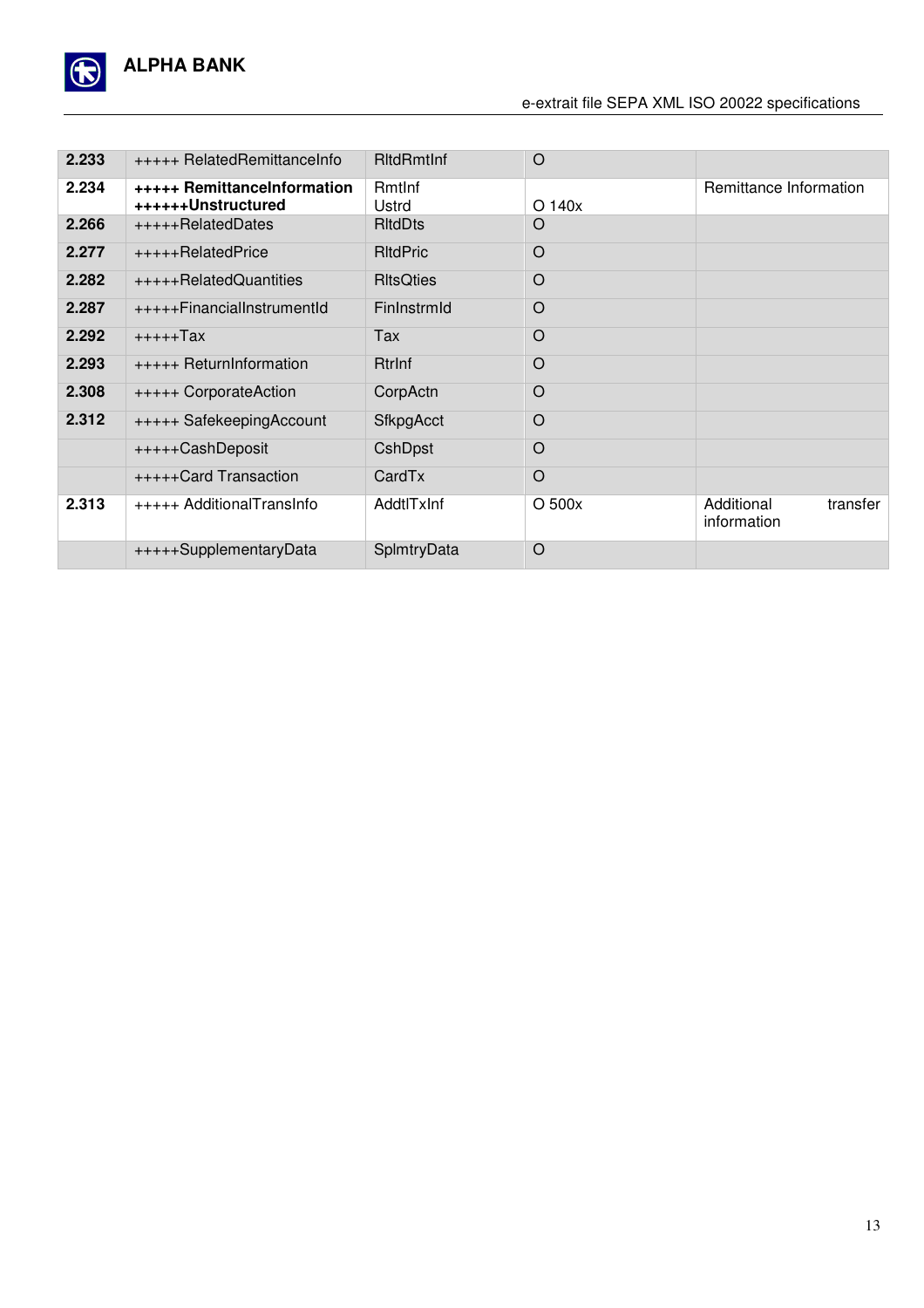| | | | | |
|---|---|---|---|---|
| **2.233** | +++++ RelatedRemittanceInfo | RltdRmtInf | O | |
| **2.234** | **+++++ RemittanceInformation ++++++Unstructured** | RmtInf Ustrd | O 140x | Remittance Information |
| **2.266** | +++++RelatedDates | RltdDts | O | |
| **2.277** | +++++RelatedPrice | RltdPric | O | |
| **2.282** | +++++RelatedQuantities | RltsQties | O | |
| **2.287** | +++++FinancialInstrumentId | FinInstrmId | O | |
| **2.292** | +++++Tax | Tax | O | |
| **2.293** | +++++ ReturnInformation | RtrInf | O | |
| **2.308** | +++++ CorporateAction | CorpActn | O | |
| **2.312** | +++++ SafekeepingAccount | SfkpgAcct | O | |
| | +++++CashDeposit | CshDpst | O | |
| | +++++Card Transaction | CardTx | O | |
| **2.313** | +++++ AdditionalTransInfo | AddtlTxInf | O 500x | Additional transfer information |
| | +++++SupplementaryData | SplmtryData | O | |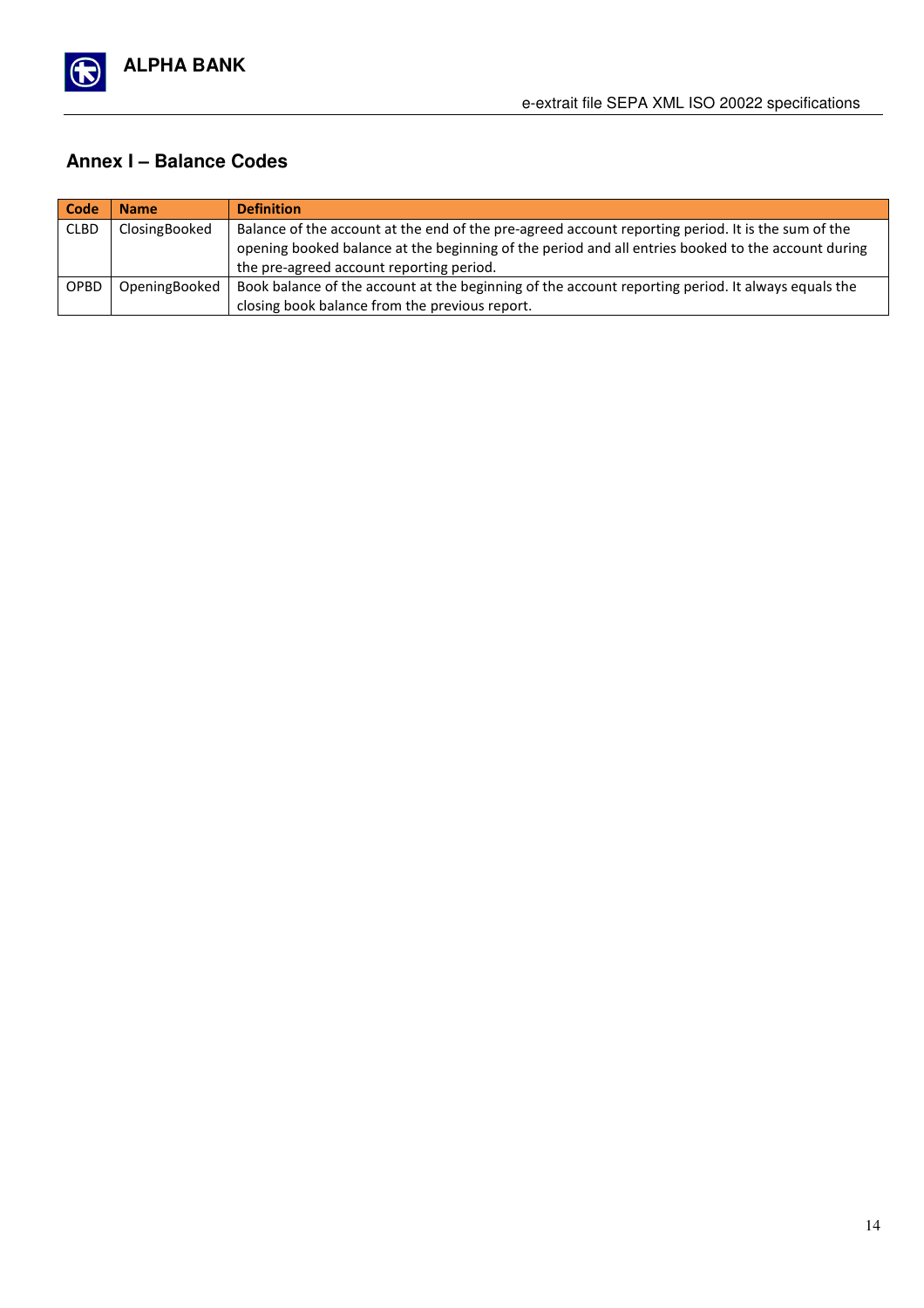## Annex I – Balance Codes

| Code | Name | Definition |
|---|---|---|
| CLBD | ClosingBooked | Balance of the account at the end of the pre-agreed account reporting period. It is the sum of the opening booked balance at the beginning of the period and all entries booked to the account during the pre-agreed account reporting period. |
| OPBD | OpeningBooked | Book balance of the account at the beginning of the account reporting period. It always equals the closing book balance from the previous report. |